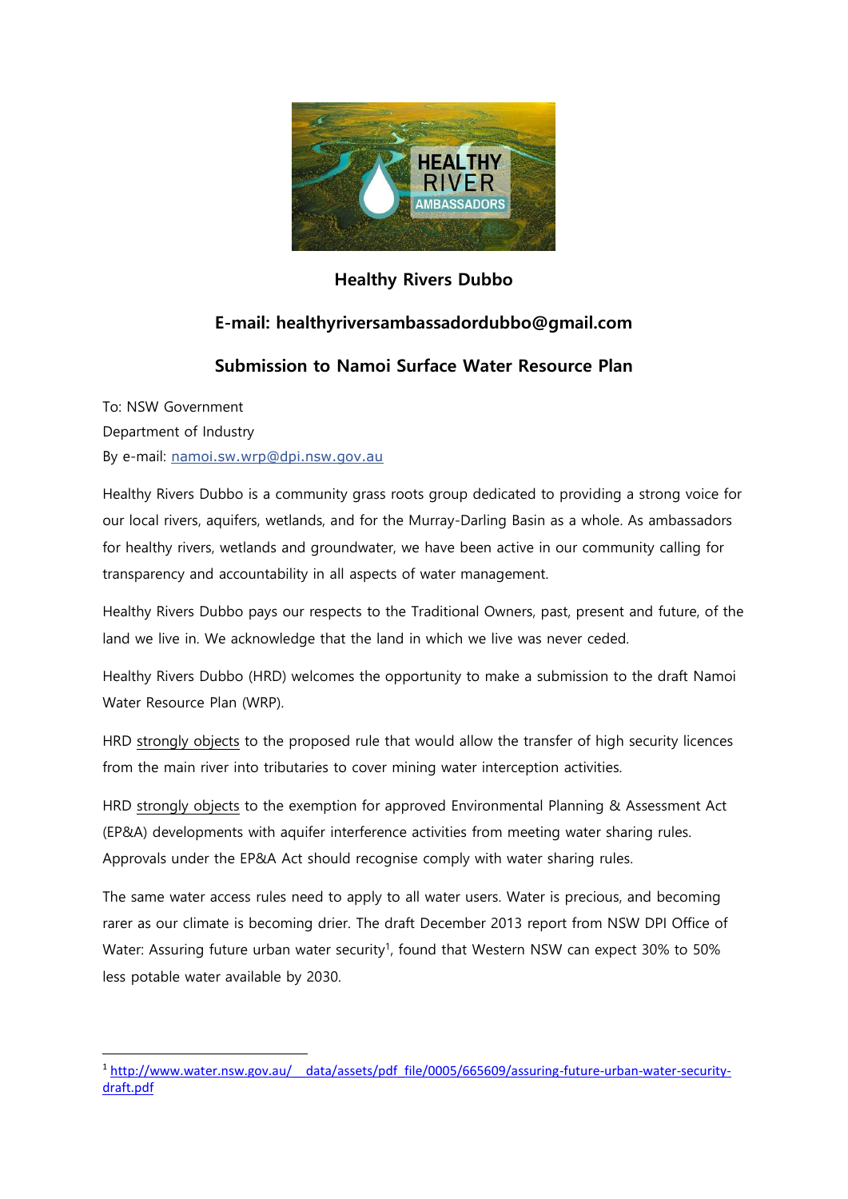**Healthy Rivers Dubbo**

**E-mail: healthyriversambassadordubbo@gmail.com**

**Submission to Namoi Surface Water Resource Plan**

To: NSW Government

Department of Industry

By e-mail: [namoi.sw.wrp@dpi.nsw.gov.au](mailto:namoi.sw.wrp@dpi.nsw.gov.au)

Healthy Rivers Dubbo is a community grass roots group dedicated to providing a strong voice for our local rivers, aquifers, wetlands, and for the Murray-Darling Basin as a whole. As ambassadors for healthy rivers, wetlands and groundwater, we have been active in our community calling for transparency and accountability in all aspects of water management.

Healthy Rivers Dubbo pays our respects to the Traditional Owners, past, present and future, of the land we live in. We acknowledge that the land in which we live was never ceded.

Healthy Rivers Dubbo (HRD) welcomes the opportunity to make a submission to the draft Namoi Water Resource Plan (WRP).

HRD strongly objects to the proposed rule that would allow the transfer of high security licences from the main river into tributaries to cover mining water interception activities.

HRD strongly objects to the exemption for approved Environmental Planning & Assessment Act (EP&A) developments with aquifer interference activities from meeting water sharing rules. Approvals under the EP&A Act should recognise comply with water sharing rules.

The same water access rules need to apply to all water users. Water is precious, and becoming rarer as our climate is becoming drier. The draft December 2013 report from NSW DPI Office of Water: Assuring future urban water security[1], found that Western NSW can expect 30% to 50% less potable water available by 2030.

---

[1] http://www.water.nsw.gov.au/__data/assets/pdf_file/0005/665609/assuring-future-urban-water-security-draft.pdf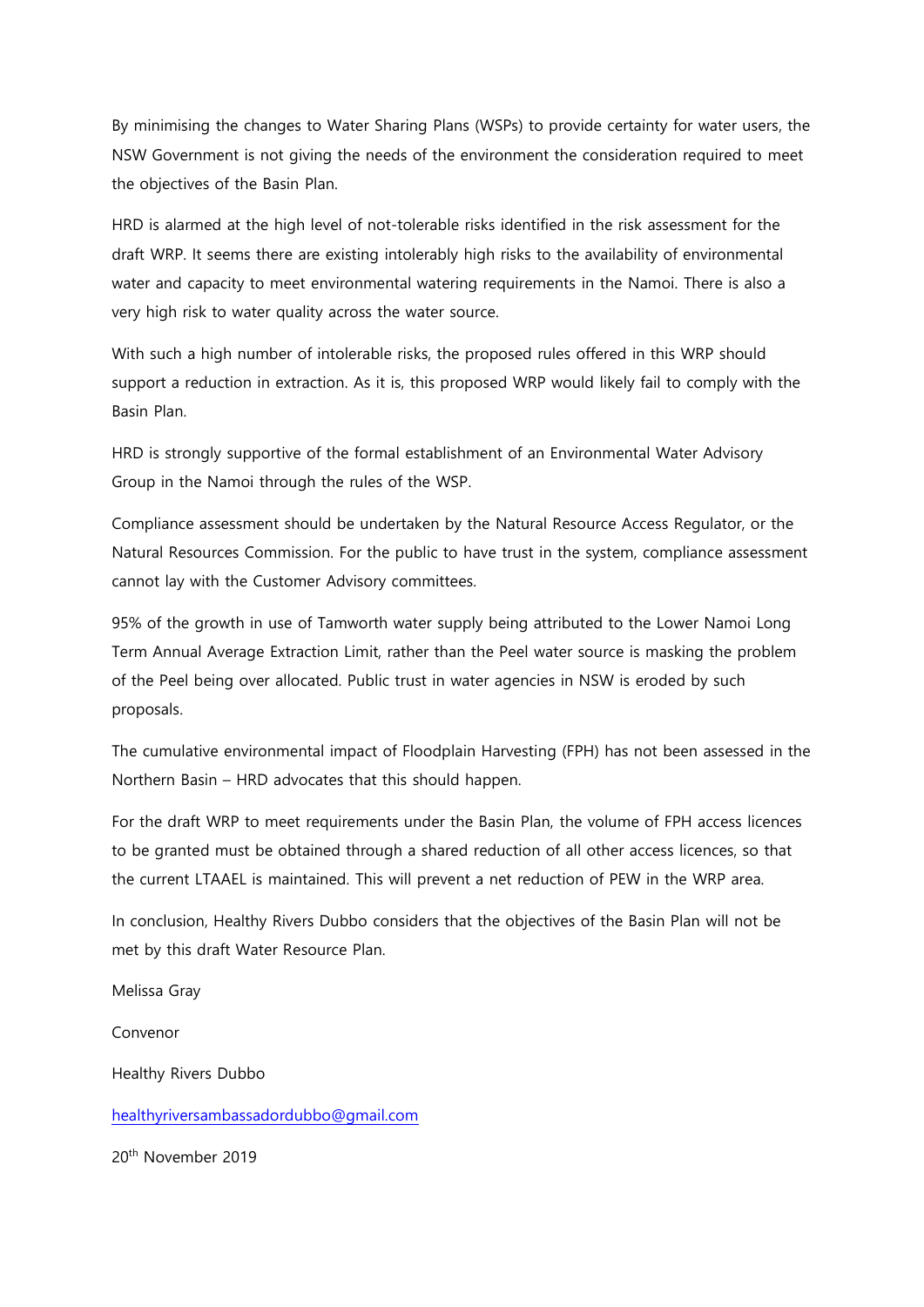By minimising the changes to Water Sharing Plans (WSPs) to provide certainty for water users, the NSW Government is not giving the needs of the environment the consideration required to meet the objectives of the Basin Plan.

HRD is alarmed at the high level of not-tolerable risks identified in the risk assessment for the draft WRP. It seems there are existing intolerably high risks to the availability of environmental water and capacity to meet environmental watering requirements in the Namoi. There is also a very high risk to water quality across the water source.

With such a high number of intolerable risks, the proposed rules offered in this WRP should support a reduction in extraction. As it is, this proposed WRP would likely fail to comply with the Basin Plan.

HRD is strongly supportive of the formal establishment of an Environmental Water Advisory Group in the Namoi through the rules of the WSP.

Compliance assessment should be undertaken by the Natural Resource Access Regulator, or the Natural Resources Commission. For the public to have trust in the system, compliance assessment cannot lay with the Customer Advisory committees.

95% of the growth in use of Tamworth water supply being attributed to the Lower Namoi Long Term Annual Average Extraction Limit, rather than the Peel water source is masking the problem of the Peel being over allocated. Public trust in water agencies in NSW is eroded by such proposals.

The cumulative environmental impact of Floodplain Harvesting (FPH) has not been assessed in the Northern Basin – HRD advocates that this should happen.

For the draft WRP to meet requirements under the Basin Plan, the volume of FPH access licences to be granted must be obtained through a shared reduction of all other access licences, so that the current LTAAEL is maintained. This will prevent a net reduction of PEW in the WRP area.

In conclusion, Healthy Rivers Dubbo considers that the objectives of the Basin Plan will not be met by this draft Water Resource Plan.

Melissa Gray

Convenor

Healthy Rivers Dubbo

healthyriversambassadordubbo@gmail.com

20th November 2019